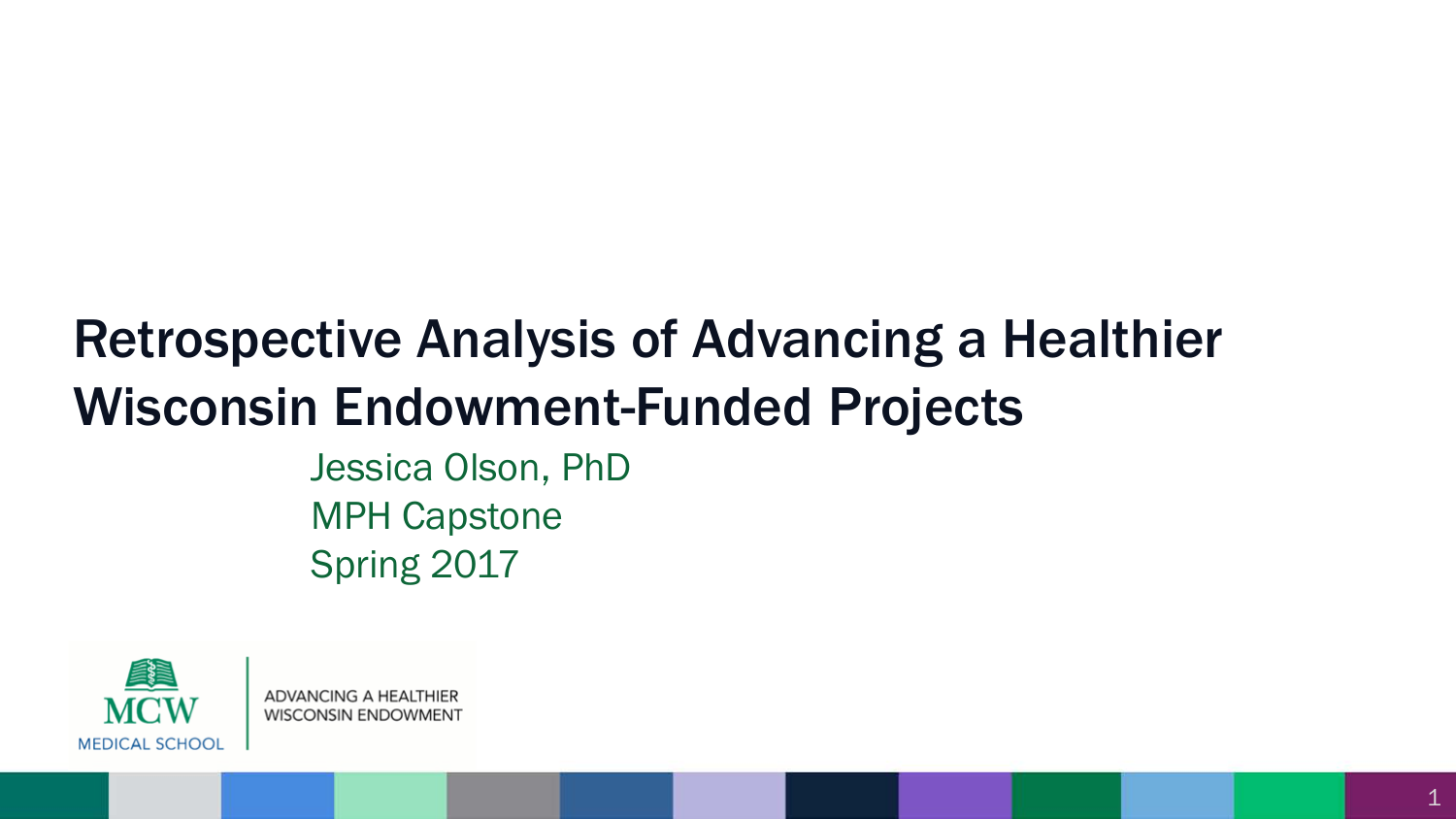# Retrospective Analysis of Advancing a Healthier Wisconsin Endowment-Funded Projects

Jessica Olson, PhD

MPH Capstone

Spring 2017

MCW MEDICAL SCHOOL | ADVANCING A HEALTHIER WISCONSIN ENDOWMENT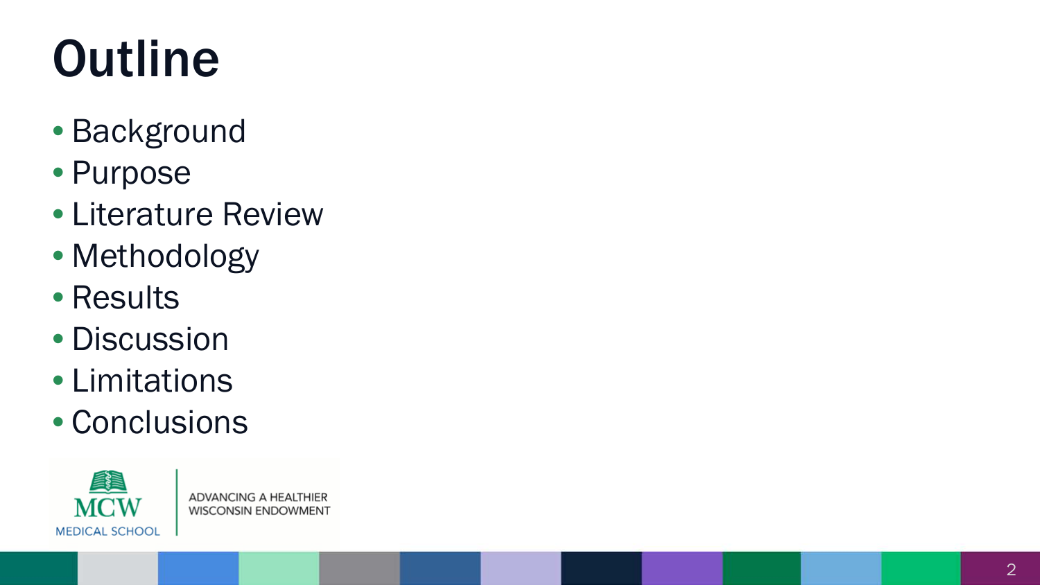# Outline

- Background
- Purpose
- Literature Review
- Methodology
- Results
- Discussion
- Limitations
- Conclusions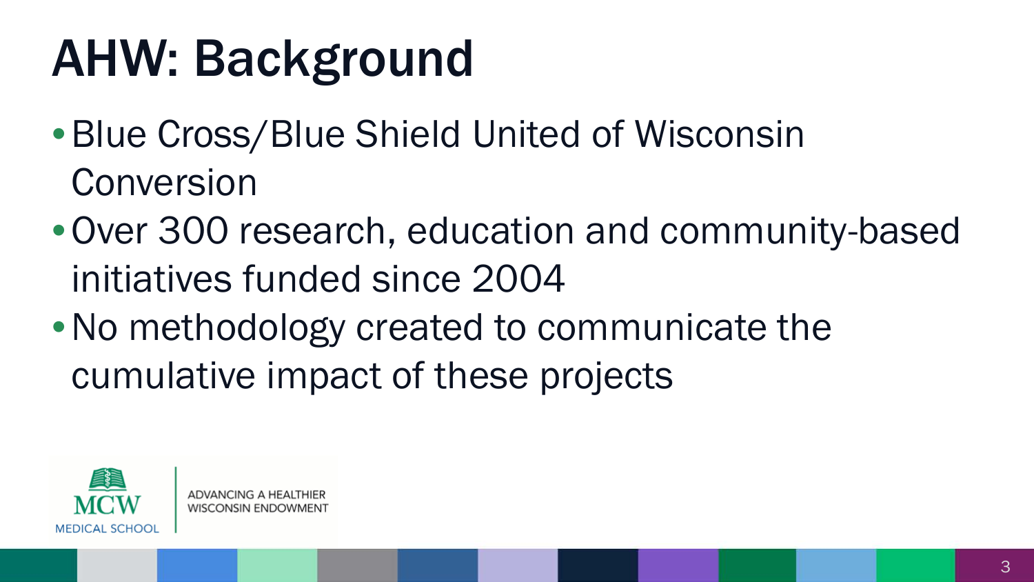# AHW: Background

- Blue Cross/Blue Shield United of Wisconsin Conversion
- Over 300 research, education and community-based initiatives funded since 2004
- No methodology created to communicate the cumulative impact of these projects

MCW MEDICAL SCHOOL | ADVANCING A HEALTHIER WISCONSIN ENDOWMENT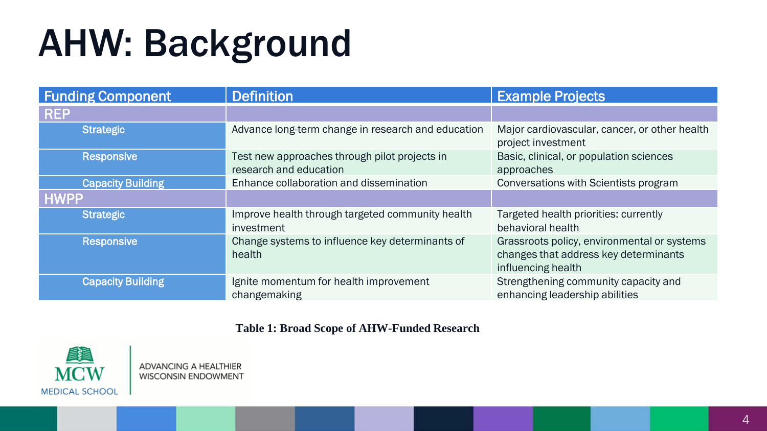# AHW: Background

| Funding Component | Definition | Example Projects |
| --- | --- | --- |
| **REP** | | |
| Strategic | Advance long-term change in research and education | Major cardiovascular, cancer, or other health project investment |
| Responsive | Test new approaches through pilot projects in research and education | Basic, clinical, or population sciences approaches |
| Capacity Building | Enhance collaboration and dissemination | Conversations with Scientists program |
| **HWPP** | | |
| Strategic | Improve health through targeted community health investment | Targeted health priorities: currently behavioral health |
| Responsive | Change systems to influence key determinants of health | Grassroots policy, environmental or systems changes that address key determinants influencing health |
| Capacity Building | Ignite momentum for health improvement changemaking | Strengthening community capacity and enhancing leadership abilities |

**Table 1: Broad Scope of AHW-Funded Research**

MCW MEDICAL SCHOOL | ADVANCING A HEALTHIER WISCONSIN ENDOWMENT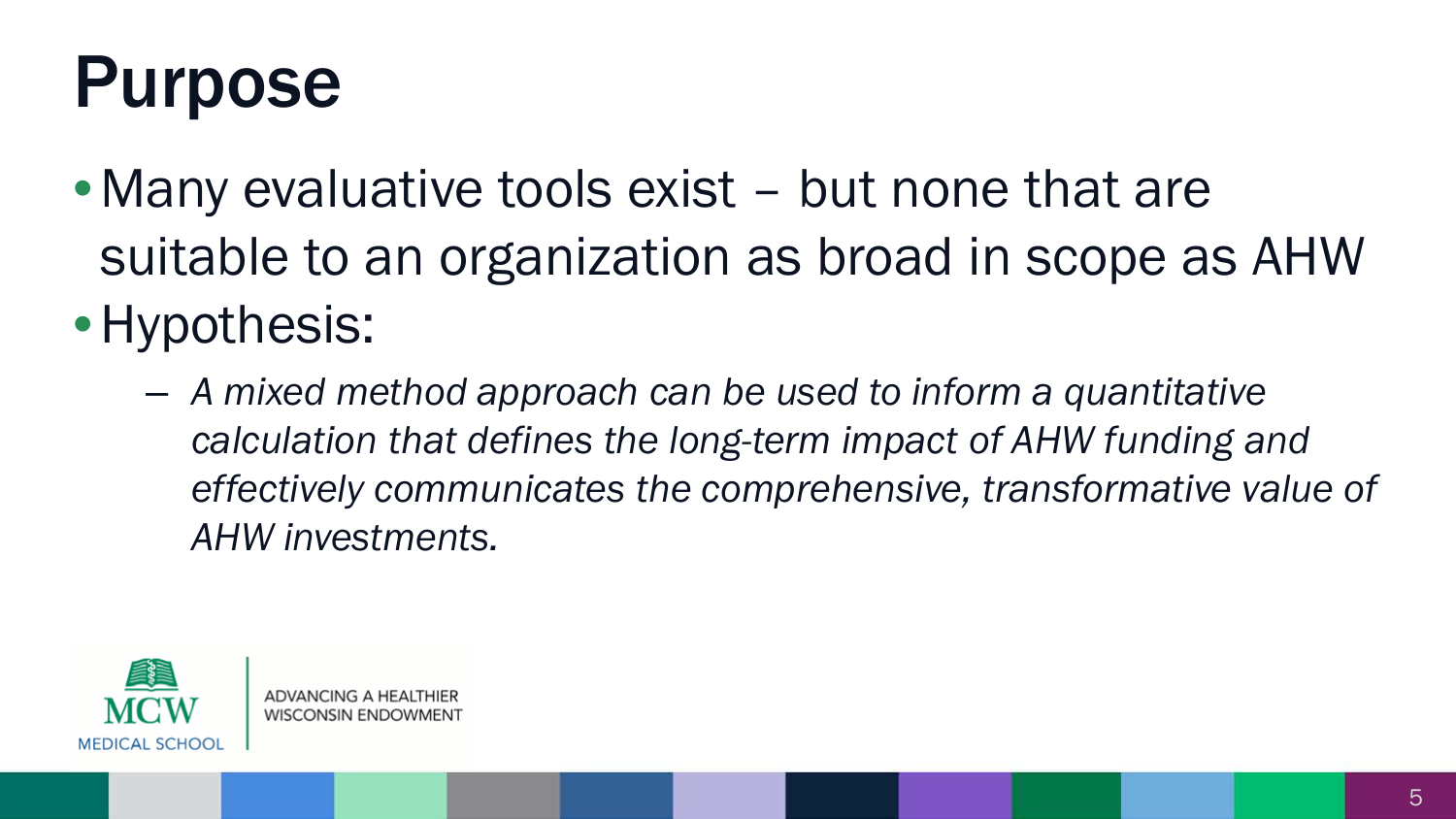# Purpose

- Many evaluative tools exist – but none that are suitable to an organization as broad in scope as AHW
- Hypothesis:
  - *A mixed method approach can be used to inform a quantitative calculation that defines the long-term impact of AHW funding and effectively communicates the comprehensive, transformative value of AHW investments.*

MCW MEDICAL SCHOOL | ADVANCING A HEALTHIER WISCONSIN ENDOWMENT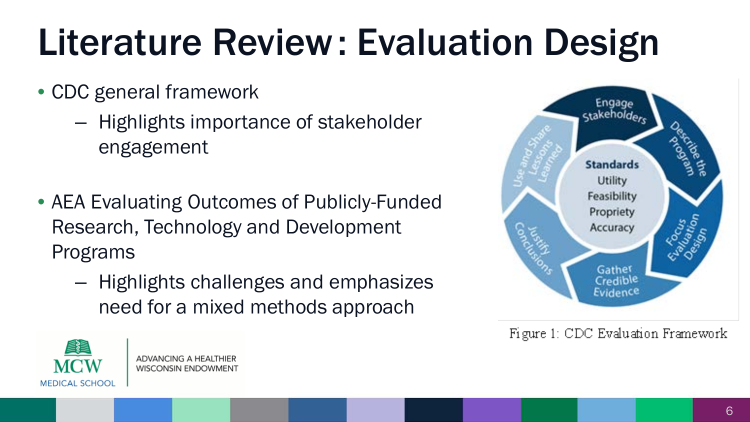# Literature Review: Evaluation Design

- CDC general framework
  - Highlights importance of stakeholder engagement
- AEA Evaluating Outcomes of Publicly-Funded Research, Technology and Development Programs
  - Highlights challenges and emphasizes need for a mixed methods approach

Engage Stakeholders

Describe the Program

Focus Evaluation Design

Gather Credible Evidence

Justify Conclusions

Use and Share Lessons Learned

**Standards**
Utility
Feasibility
Propriety
Accuracy

Figure 1: CDC Evaluation Framework

MCW MEDICAL SCHOOL | ADVANCING A HEALTHIER WISCONSIN ENDOWMENT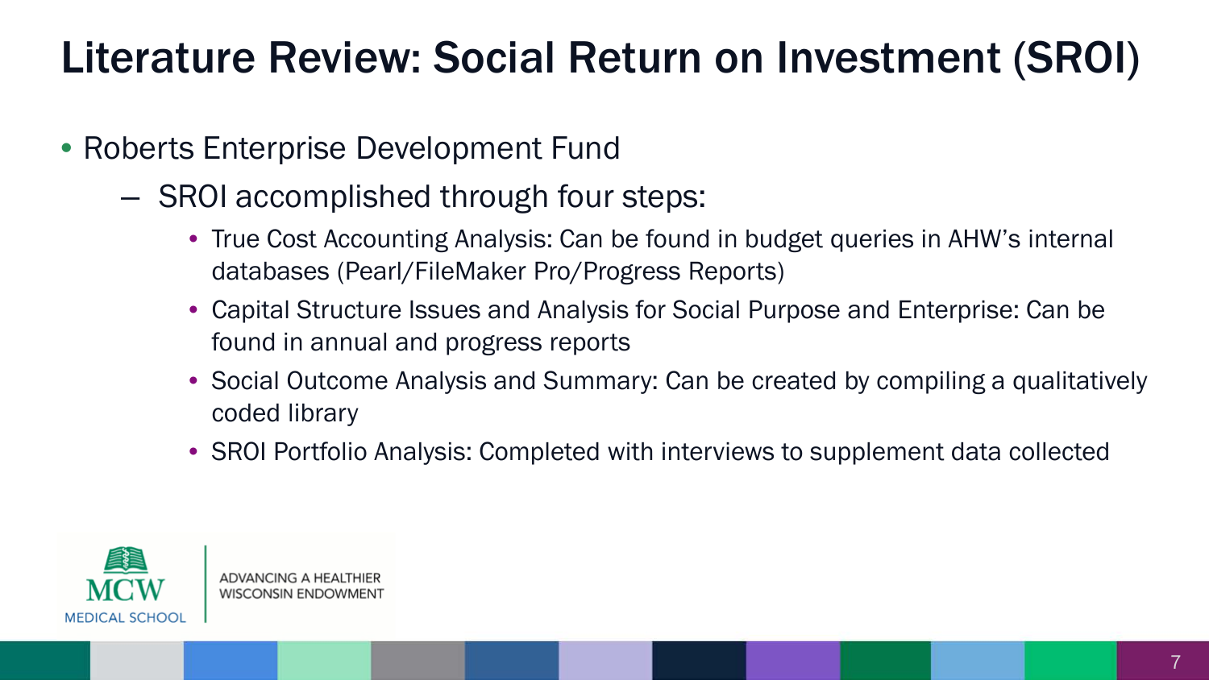# Literature Review: Social Return on Investment (SROI)

- Roberts Enterprise Development Fund
  - SROI accomplished through four steps:
    - True Cost Accounting Analysis: Can be found in budget queries in AHW's internal databases (Pearl/FileMaker Pro/Progress Reports)
    - Capital Structure Issues and Analysis for Social Purpose and Enterprise: Can be found in annual and progress reports
    - Social Outcome Analysis and Summary: Can be created by compiling a qualitatively coded library
    - SROI Portfolio Analysis: Completed with interviews to supplement data collected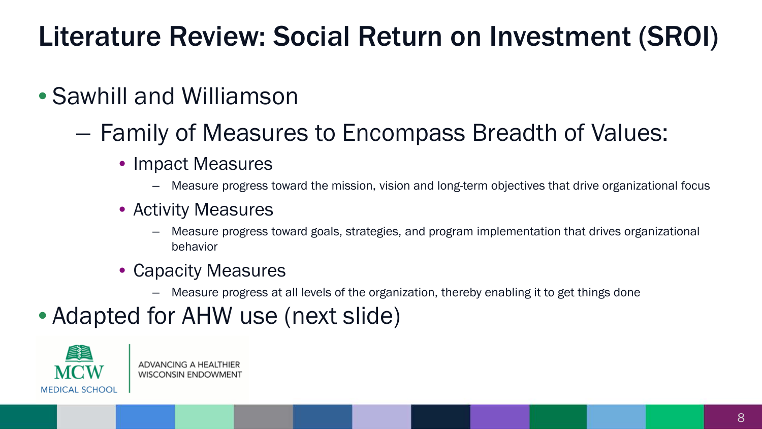# Literature Review: Social Return on Investment (SROI)

- Sawhill and Williamson
  - Family of Measures to Encompass Breadth of Values:
    - Impact Measures
      - Measure progress toward the mission, vision and long-term objectives that drive organizational focus
    - Activity Measures
      - Measure progress toward goals, strategies, and program implementation that drives organizational behavior
    - Capacity Measures
      - Measure progress at all levels of the organization, thereby enabling it to get things done
- Adapted for AHW use (next slide)

MCW MEDICAL SCHOOL | ADVANCING A HEALTHIER WISCONSIN ENDOWMENT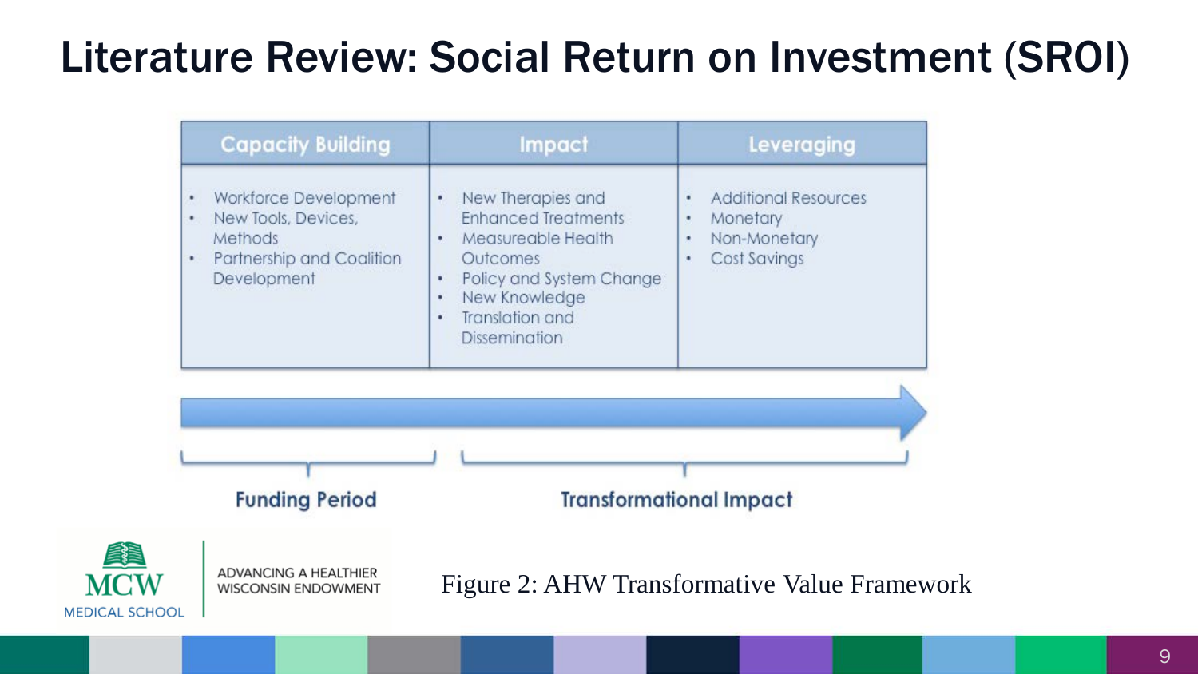# Literature Review: Social Return on Investment (SROI)

| Capacity Building | Impact | Leveraging |
|---|---|---|
| • Workforce Development<br>• New Tools, Devices, Methods<br>• Partnership and Coalition Development | • New Therapies and Enhanced Treatments<br>• Measureable Health Outcomes<br>• Policy and System Change<br>• New Knowledge<br>• Translation and Dissemination | • Additional Resources<br>• Monetary<br>• Non-Monetary<br>• Cost Savings |

**Funding Period** → **Transformational Impact**

MCW MEDICAL SCHOOL | ADVANCING A HEALTHIER WISCONSIN ENDOWMENT

Figure 2: AHW Transformative Value Framework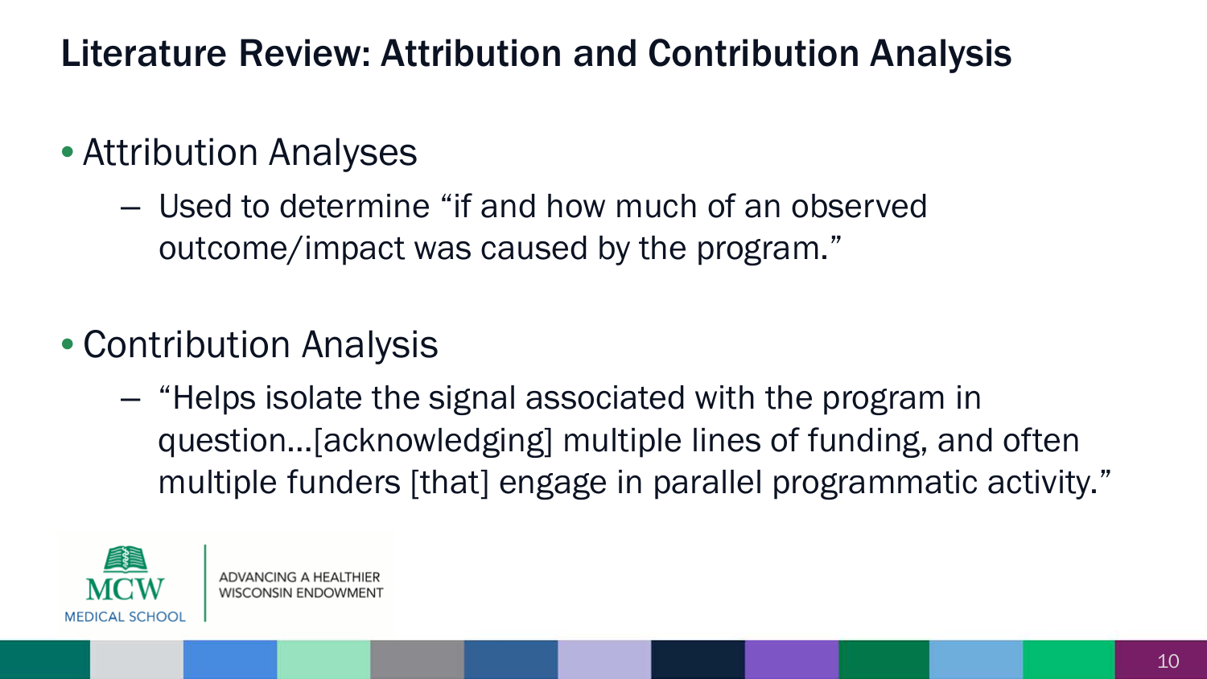# Literature Review: Attribution and Contribution Analysis

- Attribution Analyses
  - Used to determine "if and how much of an observed outcome/impact was caused by the program."
- Contribution Analysis
  - "Helps isolate the signal associated with the program in question…[acknowledging] multiple lines of funding, and often multiple funders [that] engage in parallel programmatic activity."

MCW MEDICAL SCHOOL | ADVANCING A HEALTHIER WISCONSIN ENDOWMENT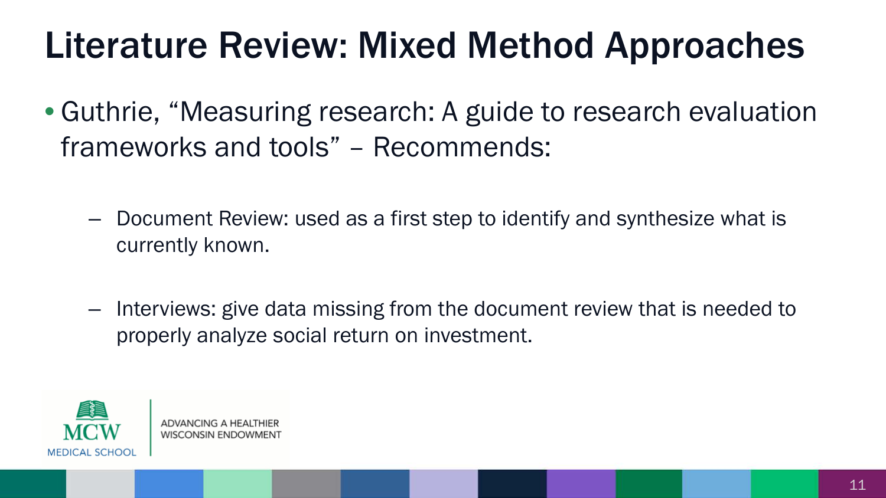# Literature Review: Mixed Method Approaches

- Guthrie, "Measuring research: A guide to research evaluation frameworks and tools" – Recommends:
  - Document Review: used as a first step to identify and synthesize what is currently known.
  - Interviews: give data missing from the document review that is needed to properly analyze social return on investment.

MCW MEDICAL SCHOOL | ADVANCING A HEALTHIER WISCONSIN ENDOWMENT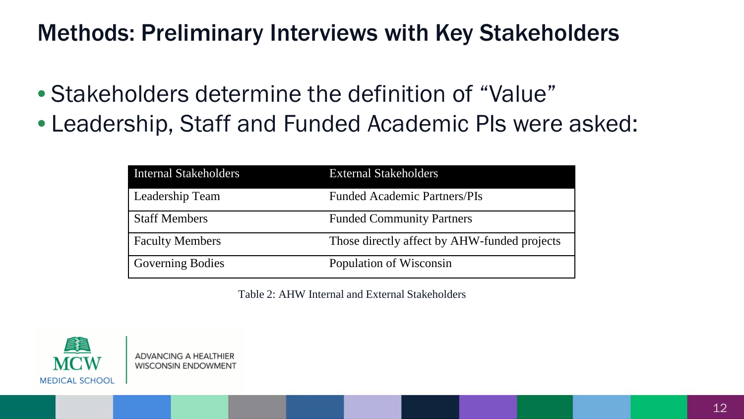# Methods: Preliminary Interviews with Key Stakeholders

- Stakeholders determine the definition of “Value”
- Leadership, Staff and Funded Academic PIs were asked:

| Internal Stakeholders | External Stakeholders |
|---|---|
| Leadership Team | Funded Academic Partners/PIs |
| Staff Members | Funded Community Partners |
| Faculty Members | Those directly affect by AHW-funded projects |
| Governing Bodies | Population of Wisconsin |

Table 2: AHW Internal and External Stakeholders

MCW MEDICAL SCHOOL | ADVANCING A HEALTHIER WISCONSIN ENDOWMENT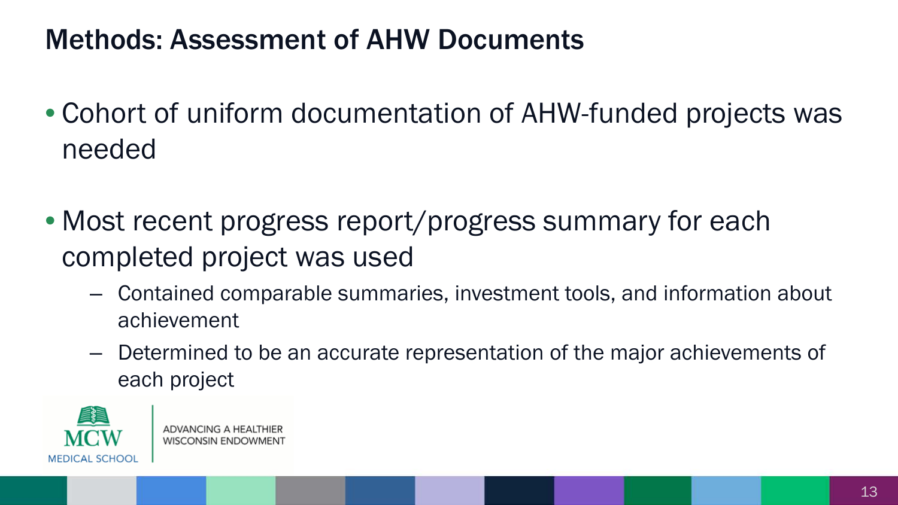# Methods: Assessment of AHW Documents

- Cohort of uniform documentation of AHW-funded projects was needed
- Most recent progress report/progress summary for each completed project was used
  - Contained comparable summaries, investment tools, and information about achievement
  - Determined to be an accurate representation of the major achievements of each project

MCW MEDICAL SCHOOL | ADVANCING A HEALTHIER WISCONSIN ENDOWMENT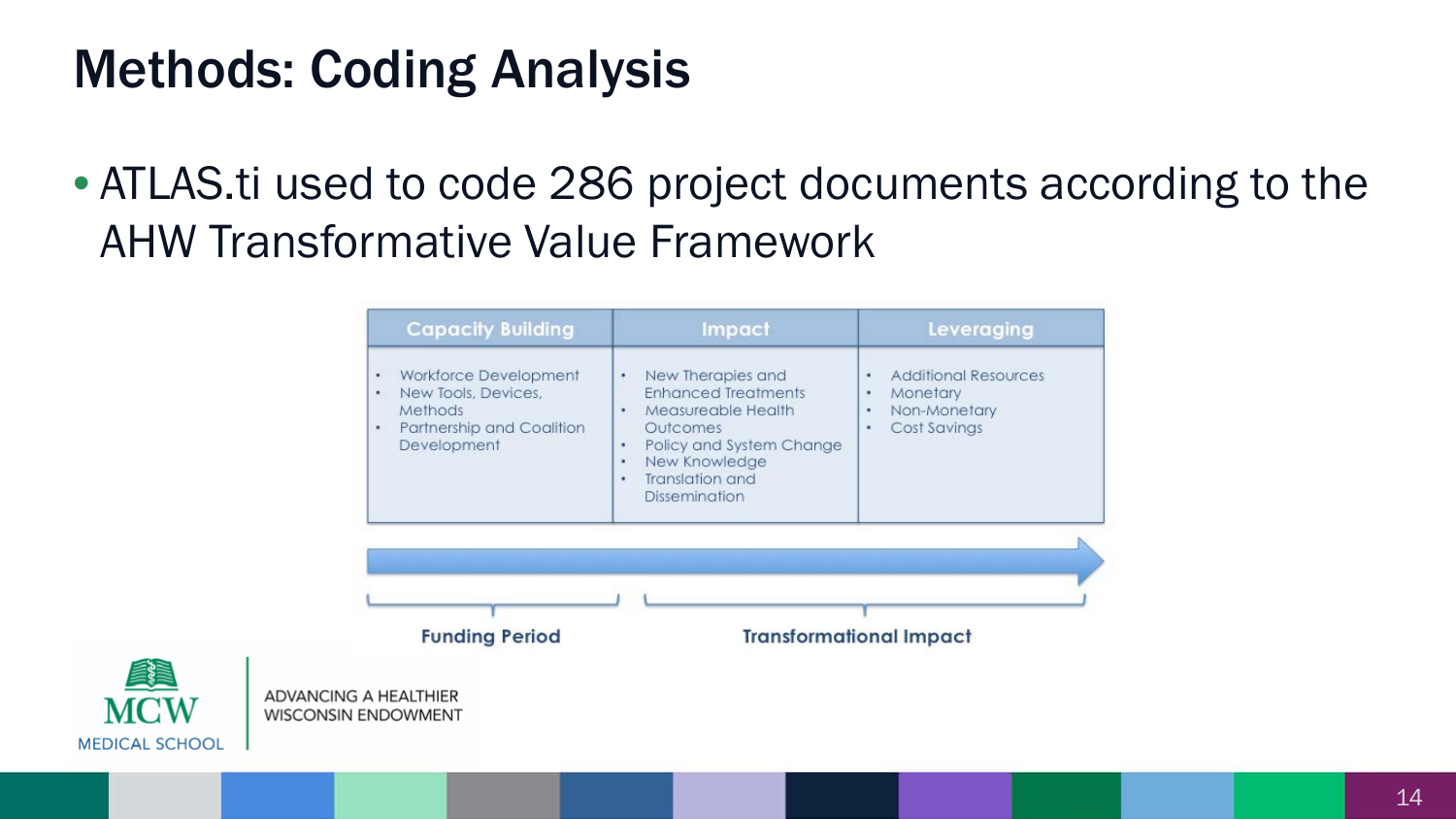# Methods: Coding Analysis

- ATLAS.ti used to code 286 project documents according to the AHW Transformative Value Framework

| Capacity Building | Impact | Leveraging |
|---|---|---|
| • Workforce Development<br>• New Tools, Devices, Methods<br>• Partnership and Coalition Development | • New Therapies and Enhanced Treatments<br>• Measureable Health Outcomes<br>• Policy and System Change<br>• New Knowledge<br>• Translation and Dissemination | • Additional Resources<br>• Monetary<br>• Non-Monetary<br>• Cost Savings |

Funding Period → Transformational Impact

MCW MEDICAL SCHOOL | ADVANCING A HEALTHIER WISCONSIN ENDOWMENT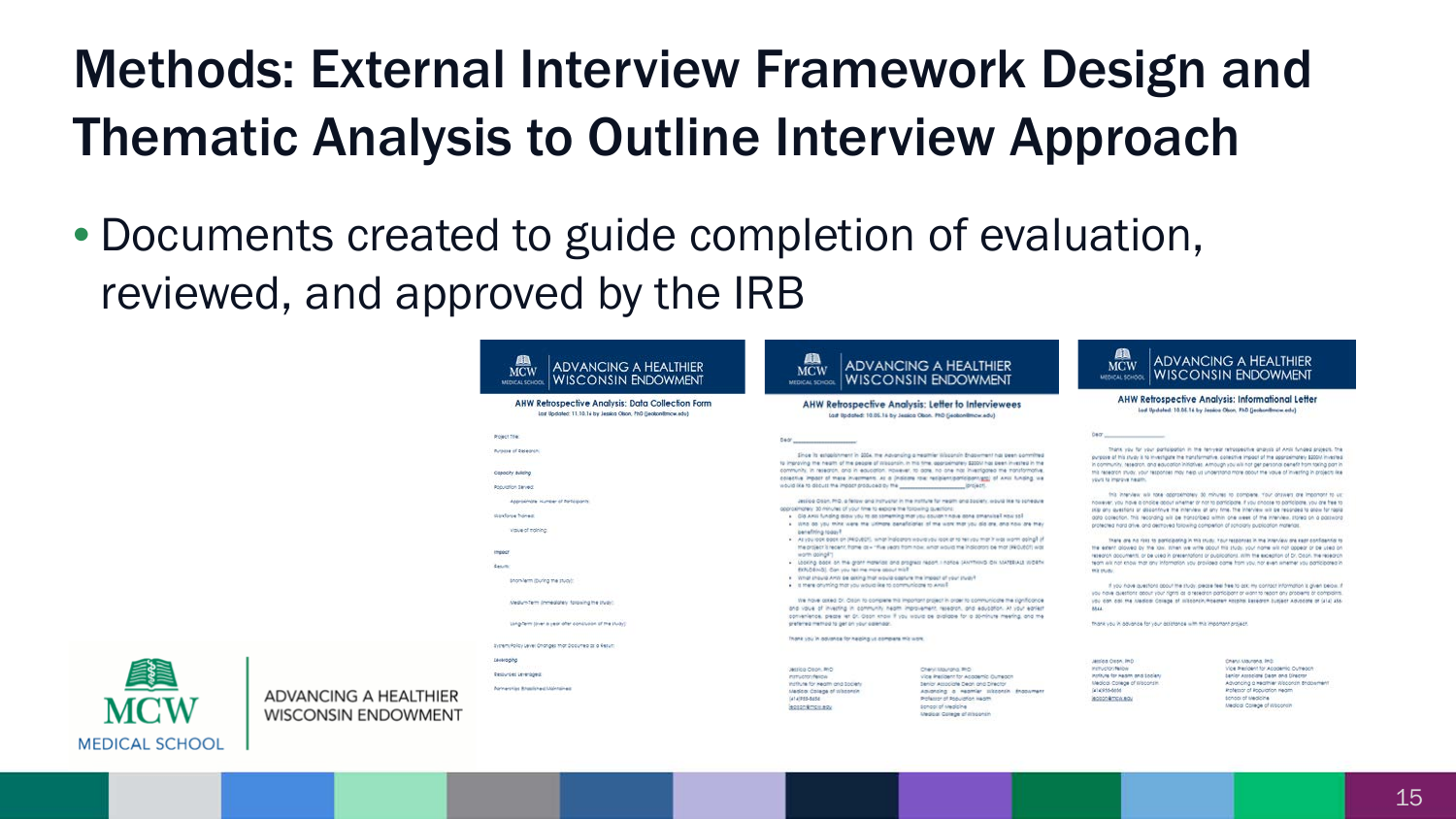# Methods: External Interview Framework Design and Thematic Analysis to Outline Interview Approach

- Documents created to guide completion of evaluation, reviewed, and approved by the IRB

ADVANCING A HEALTHIER WISCONSIN ENDOWMENT

**AHW Retrospective Analysis: Data Collection Form**

**AHW Retrospective Analysis: Letter to Interviewees**

**AHW Retrospective Analysis: Informational Letter**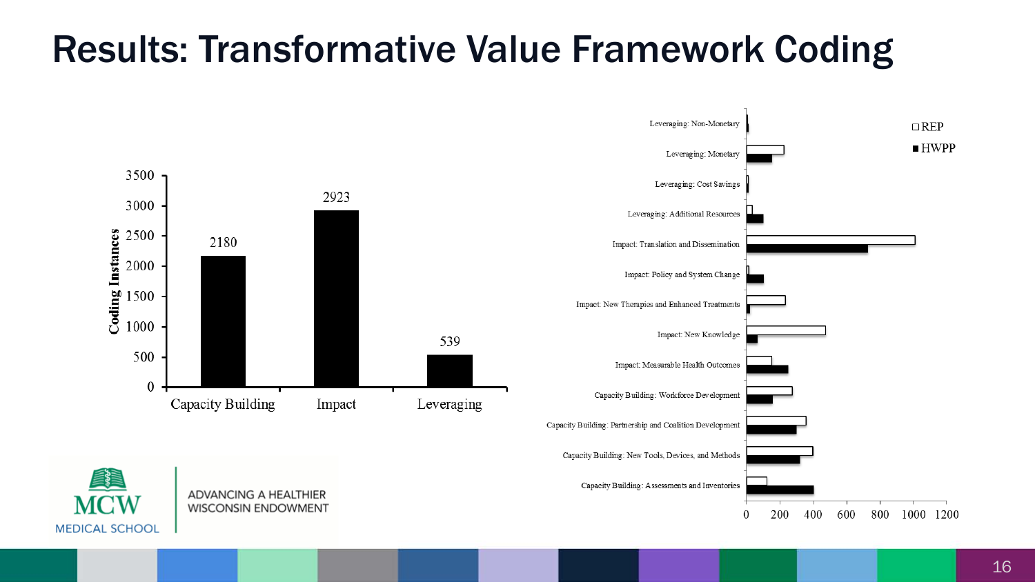# Results: Transformative Value Framework Coding

| | Coding Instances |
|---|---|
| Capacity Building | 2180 |
| Impact | 2923 |
| Leveraging | 539 |

- Leveraging: Non-Monetary
- Leveraging: Monetary
- Leveraging: Cost Savings
- Leveraging: Additional Resources
- Impact: Translation and Dissemination
- Impact: Policy and System Change
- Impact: New Therapies and Enhanced Treatments
- Impact: New Knowledge
- Impact: Measurable Health Outcomes
- Capacity Building: Workforce Development
- Capacity Building: Partnership and Coalition Development
- Capacity Building: New Tools, Devices, and Methods
- Capacity Building: Assessments and Inventories

□ REP
■ HWPP

MCW MEDICAL SCHOOL | ADVANCING A HEALTHIER WISCONSIN ENDOWMENT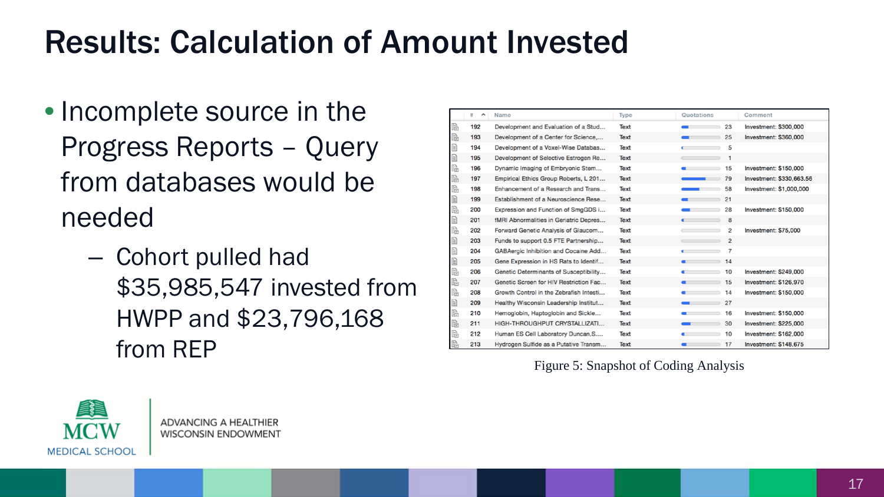# Results: Calculation of Amount Invested

- Incomplete source in the Progress Reports – Query from databases would be needed
  - Cohort pulled had $35,985,547 invested from HWPP and $23,796,168 from REP

| # | Name | Type | Quotations | Comment |
|---|---|---|---|---|
| 192 | Development and Evaluation of a Stud... | Text | 23 | Investment: $300,000 |
| 193 | Development of a Center for Science,... | Text | 25 | Investment: $360,000 |
| 194 | Development of a Voxel-Wise Databas... | Text | 5 | |
| 195 | Development of Selective Estrogen Re... | Text | 1 | |
| 196 | Dynamic Imaging of Embryonic Stem... | Text | 15 | Investment: $150,000 |
| 197 | Empirical Ethics Group Roberts, L 201... | Text | 79 | Investment: $330,663.56 |
| 198 | Enhancement of a Research and Trans... | Text | 58 | Investment: $1,000,000 |
| 199 | Establishment of a Neuroscience Rese... | Text | 21 | |
| 200 | Expression and Function of SmgGDS i... | Text | 28 | Investment: $150,000 |
| 201 | fMRI Abnormalities in Geriatric Depres... | Text | 8 | |
| 202 | Forward Genetic Analysis of Glaucom... | Text | 2 | Investment: $75,000 |
| 203 | Funds to support 0.5 FTE Partnership... | Text | 2 | |
| 204 | GABAergic Inhibition and Cocaine Add... | Text | 7 | |
| 205 | Gene Expression in HS Rats to Identif... | Text | 14 | |
| 206 | Genetic Determinants of Susceptibility... | Text | 10 | Investment: $249,000 |
| 207 | Genetic Screen for HIV Restriction Fac... | Text | 15 | Investment: $126,970 |
| 208 | Growth Control in the Zebrafish Intesti... | Text | 14 | Investment: $150,000 |
| 209 | Healthy Wisconsin Leadership Institut... | Text | 27 | |
| 210 | Hemoglobin, Haptoglobin and Sickle... | Text | 16 | Investment: $150,000 |
| 211 | HIGH-THROUGHPUT CRYSTALLIZATI... | Text | 30 | Investment: $225,000 |
| 212 | Human ES Cell Laboratory Duncan,S.... | Text | 10 | Investment: $162,000 |
| 213 | Hydrogen Sulfide as a Putative Transm... | Text | 17 | Investment: $148,675 |

Figure 5: Snapshot of Coding Analysis

MCW MEDICAL SCHOOL | ADVANCING A HEALTHIER WISCONSIN ENDOWMENT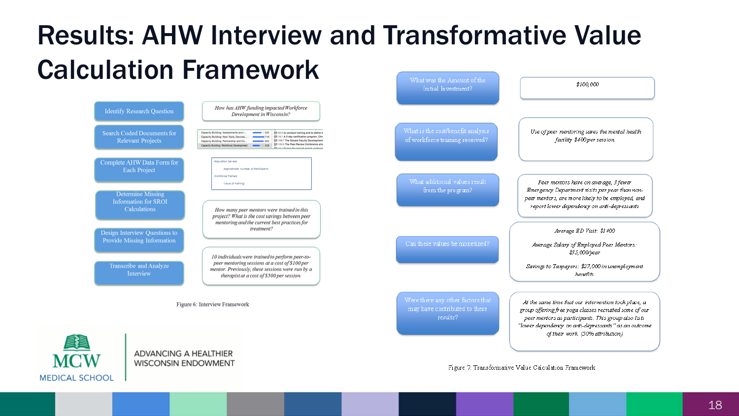# Results: AHW Interview and Transformative Value Calculation Framework

| Step | Example |
| --- | --- |
| Identify Research Question | *How has AHW funding impacted Workforce Development in Wisconsin?* |
| Search Coded Documents for Relevant Projects | Capacity Building: Assessments and I... 522; Capacity Building: New Tools, Devices... 716; Capacity Building: Partnership and Co... 603; Capacity Building: Workforce Development 428 |
| Complete AHW Data Form for Each Project | Population Served: Approximate Number of Participants: Workforce Trained: Value of training: |
| Determine Missing Information for SROI Calculations | *How many peer mentors were trained in this project? What is the cost savings between peer mentoring and the current best practices for treatment?* |
| Design Interview Questions to Provide Missing Information | |
| Transcribe and Analyze Interview | *10 individuals were trained to perform peer-to-peer mentoring sessions at a cost of $100 per mentor. Previously, these sessions were run by a therapist at a cost of $500 per session.* |

Figure 6: Interview Framework

| Question | Answer |
| --- | --- |
| What was the Amount of the Initial Investment? | *$100,000* |
| What is the cost/benefit analysis of workforce training received? | *Use of peer mentoring saves the mental health facility $400 per session.* |
| What additional values result from the program? | *Peer mentors have on average, 3 fewer Emergency Department visits per year than non-peer mentors, are more likely to be employed, and report lower dependency on anti-depressants* |
| Can these values be monetized? | *Average ED Visit: $1400*<br>*Average Salary of Employed Peer Mentors: $35,000/year*<br>*Savings to Taxpayers: $27,000 in unemployment benefits* |
| Were there any other factors that may have contributed to these results? | *At the same time that our intervention took place, a group offering free yoga classes recruited some of our peer mentors as participants. This group also lists "lower dependency on anti-depressants" as an outcome of their work. (50% attribution)* |

Figure 7: Transformative Value Calculation Framework

MCW MEDICAL SCHOOL | ADVANCING A HEALTHIER WISCONSIN ENDOWMENT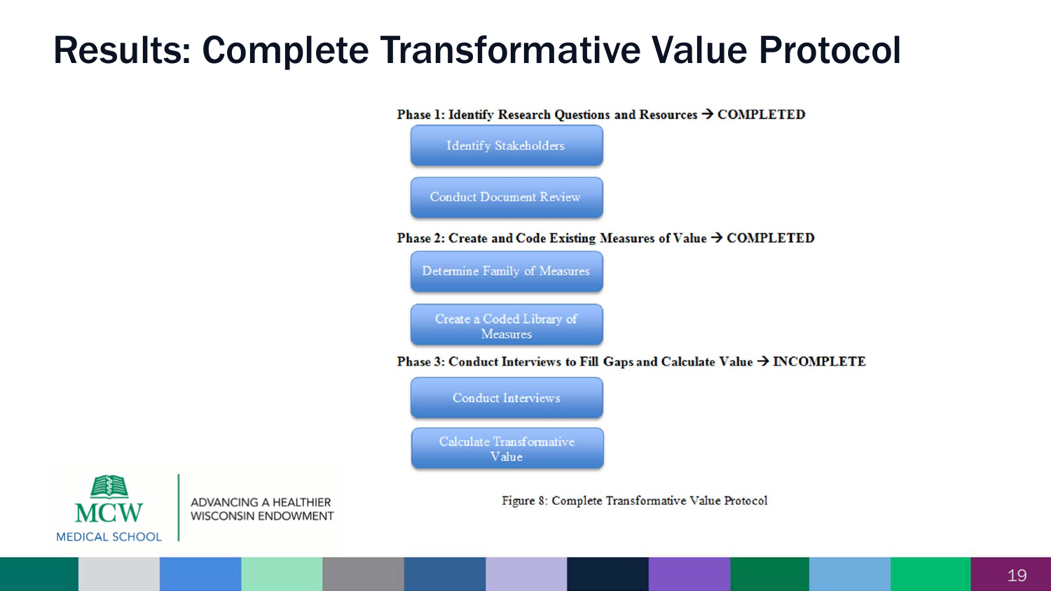# Results: Complete Transformative Value Protocol

**Phase 1: Identify Research Questions and Resources → COMPLETED**

- Identify Stakeholders
- Conduct Document Review

**Phase 2: Create and Code Existing Measures of Value → COMPLETED**

- Determine Family of Measures
- Create a Coded Library of Measures

**Phase 3: Conduct Interviews to Fill Gaps and Calculate Value → INCOMPLETE**

- Conduct Interviews
- Calculate Transformative Value

Figure 8: Complete Transformative Value Protocol

MCW MEDICAL SCHOOL | ADVANCING A HEALTHIER WISCONSIN ENDOWMENT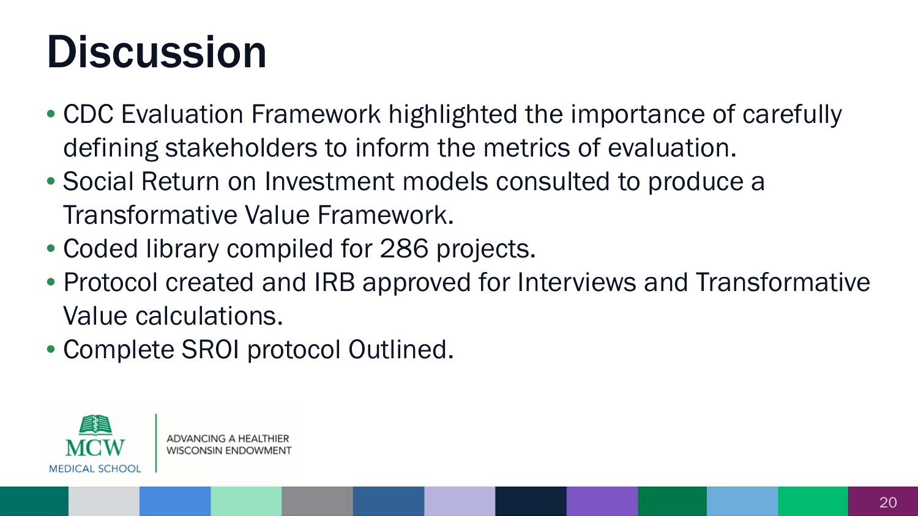# Discussion

- CDC Evaluation Framework highlighted the importance of carefully defining stakeholders to inform the metrics of evaluation.
- Social Return on Investment models consulted to produce a Transformative Value Framework.
- Coded library compiled for 286 projects.
- Protocol created and IRB approved for Interviews and Transformative Value calculations.
- Complete SROI protocol Outlined.

MCW MEDICAL SCHOOL | ADVANCING A HEALTHIER WISCONSIN ENDOWMENT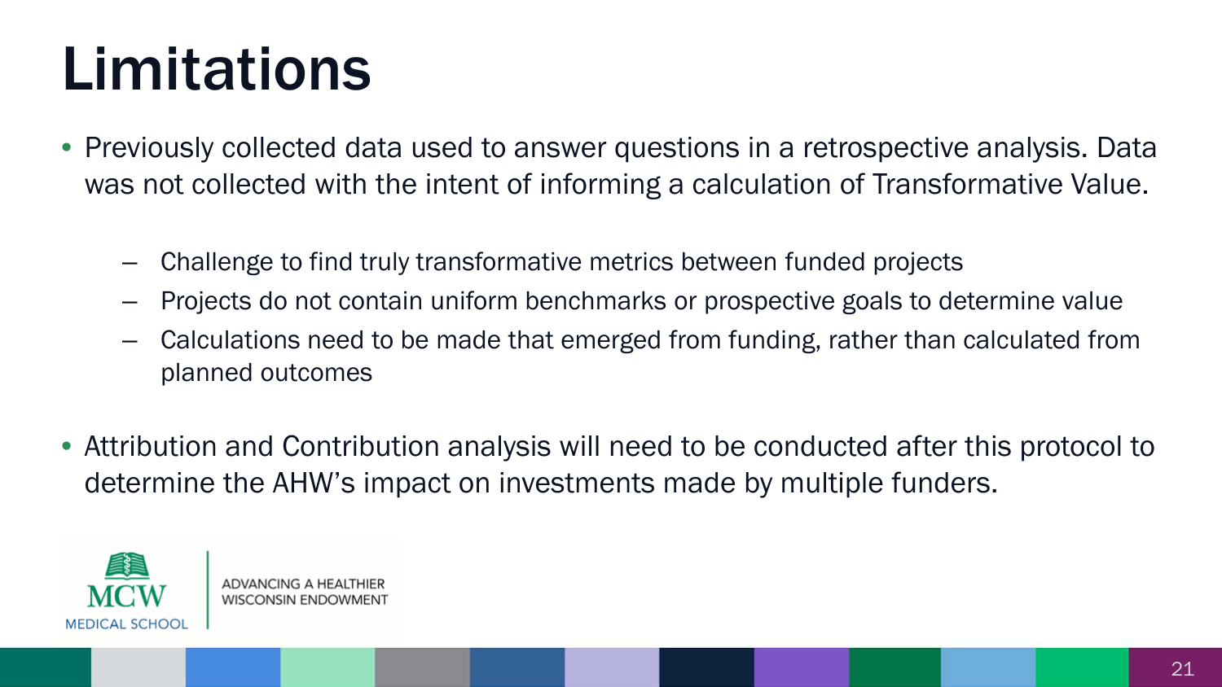# Limitations

- Previously collected data used to answer questions in a retrospective analysis. Data was not collected with the intent of informing a calculation of Transformative Value.
  - Challenge to find truly transformative metrics between funded projects
  - Projects do not contain uniform benchmarks or prospective goals to determine value
  - Calculations need to be made that emerged from funding, rather than calculated from planned outcomes
- Attribution and Contribution analysis will need to be conducted after this protocol to determine the AHW's impact on investments made by multiple funders.

MCW MEDICAL SCHOOL | ADVANCING A HEALTHIER WISCONSIN ENDOWMENT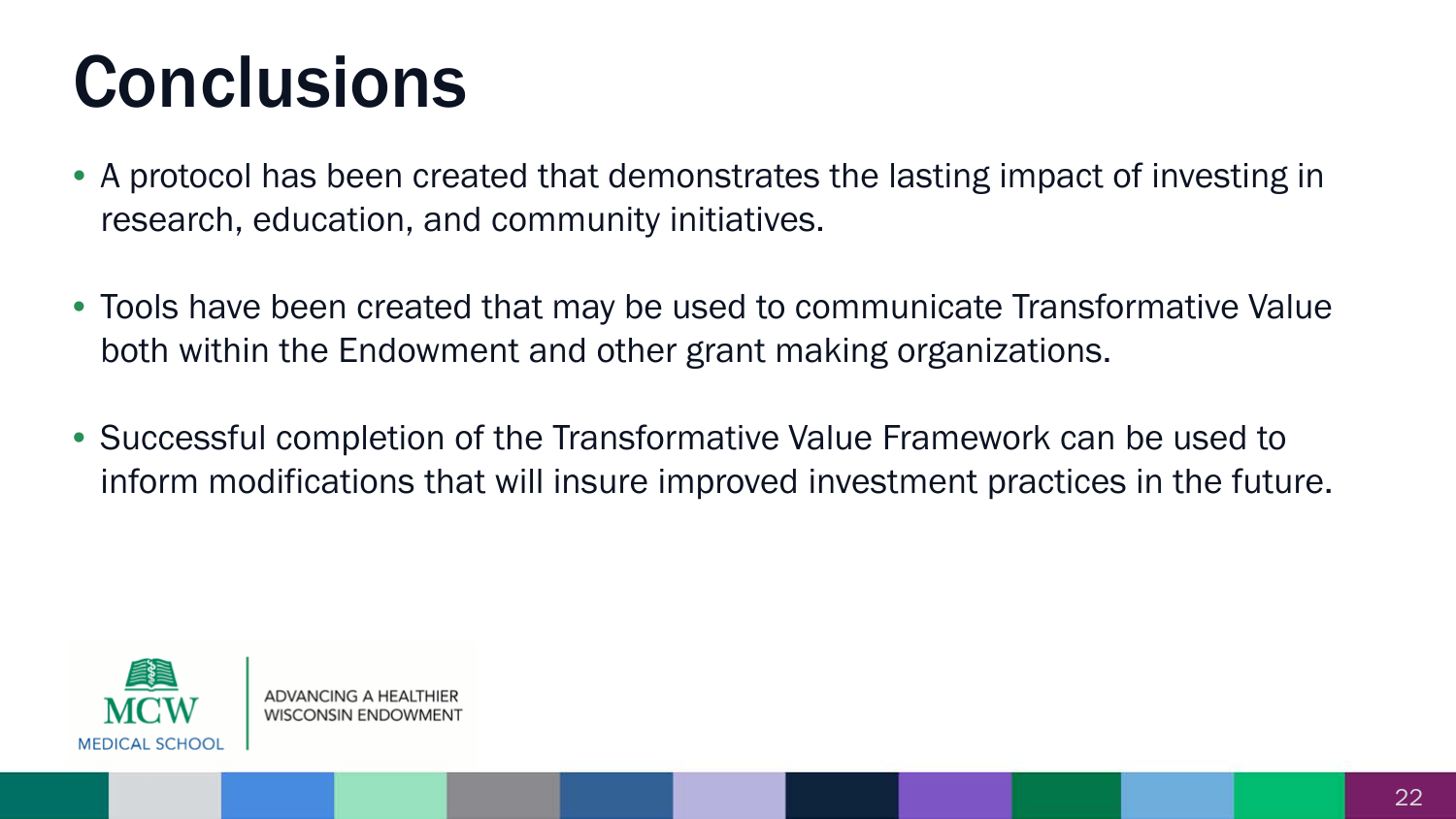# Conclusions

- A protocol has been created that demonstrates the lasting impact of investing in research, education, and community initiatives.
- Tools have been created that may be used to communicate Transformative Value both within the Endowment and other grant making organizations.
- Successful completion of the Transformative Value Framework can be used to inform modifications that will insure improved investment practices in the future.

MCW MEDICAL SCHOOL | ADVANCING A HEALTHIER WISCONSIN ENDOWMENT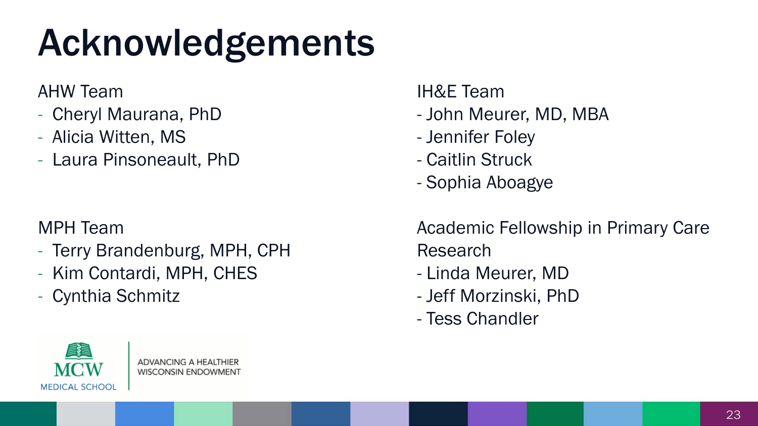# Acknowledgements

AHW Team

- Cheryl Maurana, PhD
- Alicia Witten, MS
- Laura Pinsoneault, PhD

MPH Team

- Terry Brandenburg, MPH, CPH
- Kim Contardi, MPH, CHES
- Cynthia Schmitz

IH&E Team

- John Meurer, MD, MBA
- Jennifer Foley
- Caitlin Struck
- Sophia Aboagye

Academic Fellowship in Primary Care Research

- Linda Meurer, MD
- Jeff Morzinski, PhD
- Tess Chandler

MCW MEDICAL SCHOOL | ADVANCING A HEALTHIER WISCONSIN ENDOWMENT